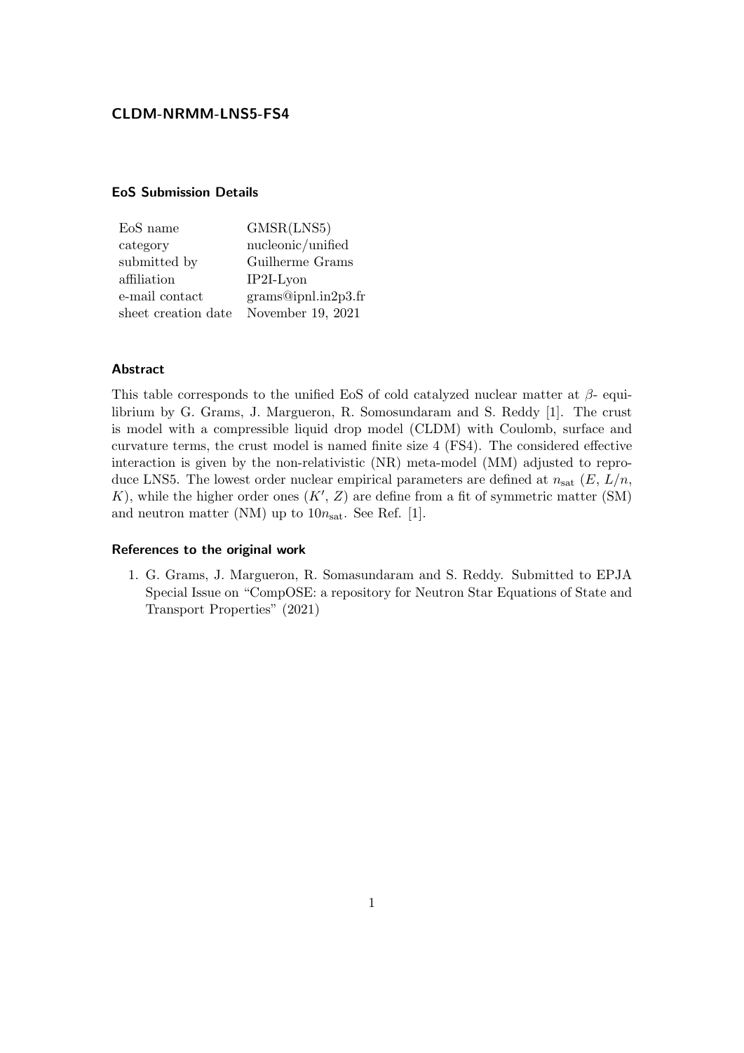# CLDM-NRMM-LNS5-FS4

## EoS Submission Details

| | |
|---|---|
| EoS name | GMSR(LNS5) |
| category | nucleonic/unified |
| submitted by | Guilherme Grams |
| affiliation | IP2I-Lyon |
| e-mail contact | grams@ipnl.in2p3.fr |
| sheet creation date | November 19, 2021 |

## Abstract

This table corresponds to the unified EoS of cold catalyzed nuclear matter at $\beta$- equilibrium by G. Grams, J. Margueron, R. Somosundaram and S. Reddy [1]. The crust is model with a compressible liquid drop model (CLDM) with Coulomb, surface and curvature terms, the crust model is named finite size 4 (FS4). The considered effective interaction is given by the non-relativistic (NR) meta-model (MM) adjusted to reproduce LNS5. The lowest order nuclear empirical parameters are defined at $n_{\rm sat}$ ($E$, $L/n$, $K$), while the higher order ones ($K'$, $Z$) are define from a fit of symmetric matter (SM) and neutron matter (NM) up to $10n_{\rm sat}$. See Ref. [1].

## References to the original work

1. G. Grams, J. Margueron, R. Somasundaram and S. Reddy. Submitted to EPJA Special Issue on "CompOSE: a repository for Neutron Star Equations of State and Transport Properties" (2021)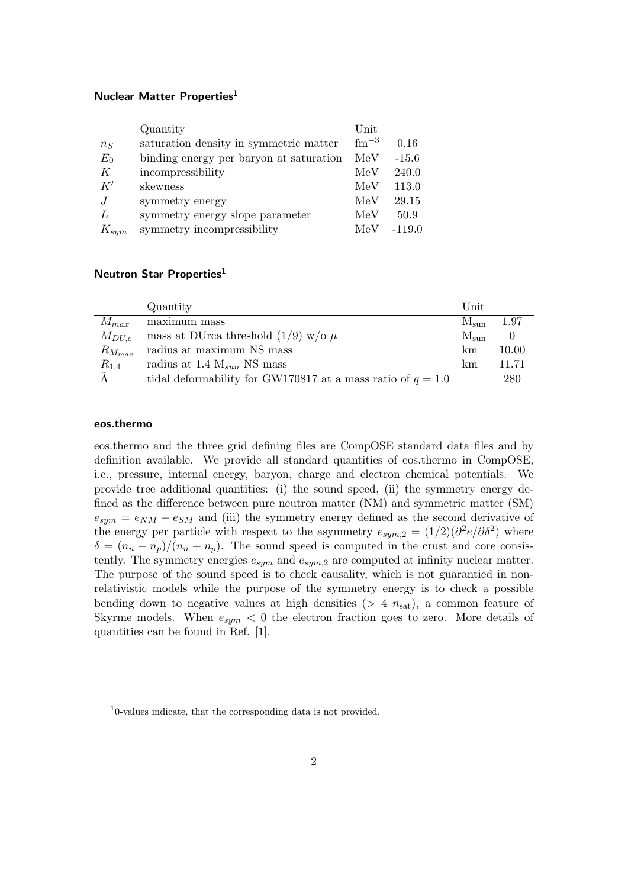### Nuclear Matter Properties[1]

| | Quantity | Unit | |
|---|---|---|---|
| $n_S$ | saturation density in symmetric matter | $\mathrm{fm}^{-3}$ | 0.16 |
| $E_0$ | binding energy per baryon at saturation | MeV | -15.6 |
| $K$ | incompressibility | MeV | 240.0 |
| $K'$ | skewness | MeV | 113.0 |
| $J$ | symmetry energy | MeV | 29.15 |
| $L$ | symmetry energy slope parameter | MeV | 50.9 |
| $K_{sym}$ | symmetry incompressibility | MeV | -119.0 |

### Neutron Star Properties[1]

| | Quantity | Unit | |
|---|---|---|---|
| $M_{max}$ | maximum mass | $\mathrm{M_{sun}}$ | 1.97 |
| $M_{DU,e}$ | mass at DUrca threshold (1/9) w/o $\mu^-$ | $\mathrm{M_{sun}}$ | 0 |
| $R_{M_{max}}$ | radius at maximum NS mass | km | 10.00 |
| $R_{1.4}$ | radius at 1.4 $\mathrm{M}_{sun}$ NS mass | km | 11.71 |
| $\tilde{\Lambda}$ | tidal deformability for GW170817 at a mass ratio of $q = 1.0$ | | 280 |

### eos.thermo

eos.thermo and the three grid defining files are CompOSE standard data files and by definition available. We provide all standard quantities of eos.thermo in CompOSE, i.e., pressure, internal energy, baryon, charge and electron chemical potentials. We provide tree additional quantities: (i) the sound speed, (ii) the symmetry energy defined as the difference between pure neutron matter (NM) and symmetric matter (SM) $e_{sym} = e_{NM} - e_{SM}$ and (iii) the symmetry energy defined as the second derivative of the energy per particle with respect to the asymmetry $e_{sym,2} = (1/2)(\partial^2 e/\partial\delta^2)$ where $\delta = (n_n - n_p)/(n_n + n_p)$. The sound speed is computed in the crust and core consistently. The symmetry energies $e_{sym}$ and $e_{sym,2}$ are computed at infinity nuclear matter. The purpose of the sound speed is to check causality, which is not guarantied in non-relativistic models while the purpose of the symmetry energy is to check a possible bending down to negative values at high densities ($> 4\ n_{\mathrm{sat}}$), a common feature of Skyrme models. When $e_{sym} < 0$ the electron fraction goes to zero. More details of quantities can be found in Ref. [1].

[1] 0-values indicate, that the corresponding data is not provided.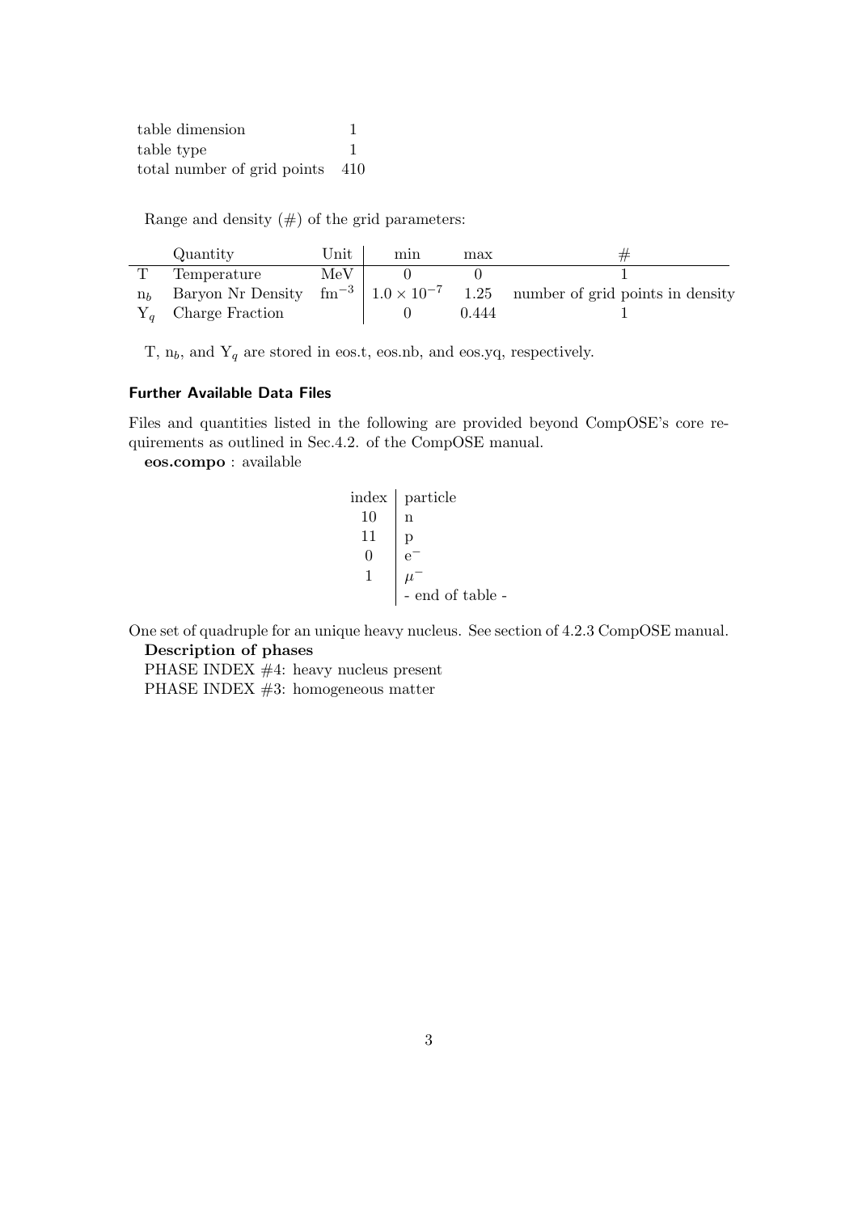| | |
|---|---|
| table dimension | 1 |
| table type | 1 |
| total number of grid points | 410 |

Range and density (#) of the grid parameters:

| | Quantity | Unit | min | max | # |
|---|---|---|---|---|---|
| T | Temperature | MeV | 0 | 0 | 1 |
| $n_b$ | Baryon Nr Density | $fm^{-3}$ | $1.0 \times 10^{-7}$ | 1.25 | number of grid points in density |
| $Y_q$ | Charge Fraction | | 0 | 0.444 | 1 |

T, $n_b$, and $Y_q$ are stored in eos.t, eos.nb, and eos.yq, respectively.

### Further Available Data Files

Files and quantities listed in the following are provided beyond CompOSE's core requirements as outlined in Sec.4.2. of the CompOSE manual.

**eos.compo** : available

| index | particle |
|---|---|
| 10 | n |
| 11 | p |
| 0 | $e^-$ |
| 1 | $\mu^-$ |
| | - end of table - |

One set of quadruple for an unique heavy nucleus. See section of 4.2.3 CompOSE manual.

**Description of phases**

PHASE INDEX #4: heavy nucleus present

PHASE INDEX #3: homogeneous matter